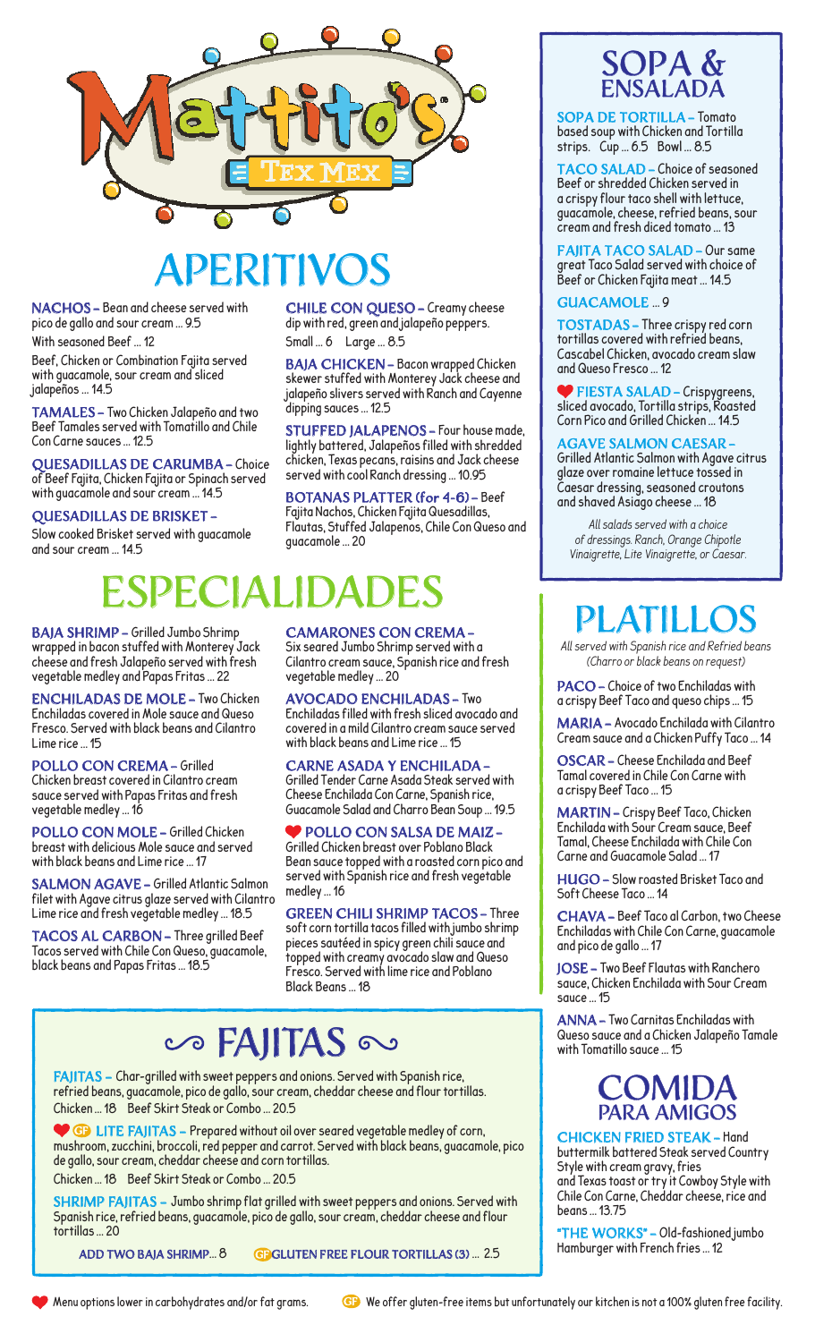# Mattito's Tex Mex

## APERITIVOS

**NACHOS –** Bean and cheese served with pico de gallo and sour cream ... 9.5

With seasoned Beef ... 12

Beef, Chicken or Combination Fajita served with guacamole, sour cream and sliced jalapeños ... 14.5

**TAMALES –** Two Chicken Jalapeño and two Beef Tamales served with Tomatillo and Chile Con Carne sauces ... 12.5

**QUESADILLAS DE CARUMBA –** Choice of Beef Fajita, Chicken Fajita or Spinach served with guacamole and sour cream ... 14.5

**QUESADILLAS DE BRISKET –** Slow cooked Brisket served with guacamole and sour cream ... 14.5

**CHILE CON QUESO –** Creamy cheese dip with red, green and jalapeño peppers.
Small ... 6 Large ... 8.5

**BAJA CHICKEN –** Bacon wrapped Chicken skewer stuffed with Monterey Jack cheese and jalapeño slivers served with Ranch and Cayenne dipping sauces ... 12.5

**STUFFED JALAPENOS –** Four house made, lightly battered, Jalapeños filled with shredded chicken, Texas pecans, raisins and Jack cheese served with cool Ranch dressing ... 10.95

**BOTANAS PLATTER (for 4-6) –** Beef Fajita Nachos, Chicken Fajita Quesadillas, Flautas, Stuffed Jalapenos, Chile Con Queso and guacamole ... 20

## ESPECIALIDADES

**BAJA SHRIMP –** Grilled Jumbo Shrimp wrapped in bacon stuffed with Monterey Jack cheese and fresh Jalapeño served with fresh vegetable medley and Papas Fritas ... 22

**ENCHILADAS DE MOLE –** Two Chicken Enchiladas covered in Mole sauce and Queso Fresco. Served with black beans and Cilantro Lime rice ... 15

**POLLO CON CREMA –** Grilled Chicken breast covered in Cilantro cream sauce served with Papas Fritas and fresh vegetable medley ... 16

**POLLO CON MOLE –** Grilled Chicken breast with delicious Mole sauce and served with black beans and Lime rice ... 17

**SALMON AGAVE –** Grilled Atlantic Salmon filet with Agave citrus glaze served with Cilantro Lime rice and fresh vegetable medley ... 18.5

**TACOS AL CARBON –** Three grilled Beef Tacos served with Chile Con Queso, guacamole, black beans and Papas Fritas ... 18.5

**CAMARONES CON CREMA –** Six seared Jumbo Shrimp served with a Cilantro cream sauce, Spanish rice and fresh vegetable medley ... 20

**AVOCADO ENCHILADAS –** Two Enchiladas filled with fresh sliced avocado and covered in a mild Cilantro cream sauce served with black beans and Lime rice ... 15

**CARNE ASADA Y ENCHILADA –** Grilled Tender Carne Asada Steak served with Cheese Enchilada Con Carne, Spanish rice, Guacamole Salad and Charro Bean Soup ... 19.5

❤ **POLLO CON SALSA DE MAIZ –** Grilled Chicken breast over Poblano Black Bean sauce topped with a roasted corn pico and served with Spanish rice and fresh vegetable medley ... 16

**GREEN CHILI SHRIMP TACOS –** Three soft corn tortilla tacos filled with jumbo shrimp pieces sautéed in spicy green chili sauce and topped with creamy avocado slaw and Queso Fresco. Served with lime rice and Poblano Black Beans ... 18

## FAJITAS

**FAJITAS –** Char-grilled with sweet peppers and onions. Served with Spanish rice, refried beans, guacamole, pico de gallo, sour cream, cheddar cheese and flour tortillas.
Chicken ... 18 Beef Skirt Steak or Combo ... 20.5

❤ GF **LITE FAJITAS –** Prepared without oil over seared vegetable medley of corn, mushroom, zucchini, broccoli, red pepper and carrot. Served with black beans, guacamole, pico de gallo, sour cream, cheddar cheese and corn tortillas.
Chicken ... 18 Beef Skirt Steak or Combo ... 20.5

**SHRIMP FAJITAS –** Jumbo shrimp flat grilled with sweet peppers and onions. Served with Spanish rice, refried beans, guacamole, pico de gallo, sour cream, cheddar cheese and flour tortillas ... 20

ADD TWO BAJA SHRIMP ... 8 GF GLUTEN FREE FLOUR TORTILLAS (3) ... 2.5

## SOPA & ENSALADA

**SOPA DE TORTILLA –** Tomato based soup with Chicken and Tortilla strips. Cup ... 6.5 Bowl ... 8.5

**TACO SALAD –** Choice of seasoned Beef or shredded Chicken served in a crispy flour taco shell with lettuce, guacamole, cheese, refried beans, sour cream and fresh diced tomato ... 13

**FAJITA TACO SALAD –** Our same great Taco Salad served with choice of Beef or Chicken Fajita meat ... 14.5

**GUACAMOLE** ... 9

**TOSTADAS –** Three crispy red corn tortillas covered with refried beans, Cascabel Chicken, avocado cream slaw and Queso Fresco ... 12

❤ **FIESTA SALAD –** Crispy greens, sliced avocado, Tortilla strips, Roasted Corn Pico and Grilled Chicken ... 14.5

**AGAVE SALMON CAESAR –** Grilled Atlantic Salmon with Agave citrus glaze over romaine lettuce tossed in Caesar dressing, seasoned croutons and shaved Asiago cheese ... 18

*All salads served with a choice of dressings. Ranch, Orange Chipotle Vinaigrette, Lite Vinaigrette, or Caesar.*

## PLATILLOS

*All served with Spanish rice and Refried beans (Charro or black beans on request)*

**PACO –** Choice of two Enchiladas with a crispy Beef Taco and queso chips ... 15

**MARIA –** Avocado Enchilada with Cilantro Cream sauce and a Chicken Puffy Taco ... 14

**OSCAR –** Cheese Enchilada and Beef Tamal covered in Chile Con Carne with a crispy Beef Taco ... 15

**MARTIN –** Crispy Beef Taco, Chicken Enchilada with Sour Cream sauce, Beef Tamal, Cheese Enchilada with Chile Con Carne and Guacamole Salad ... 17

**HUGO –** Slow roasted Brisket Taco and Soft Cheese Taco ... 14

**CHAVA –** Beef Taco al Carbon, two Cheese Enchiladas with Chile Con Carne, guacamole and pico de gallo ... 17

**JOSE –** Two Beef Flautas with Ranchero sauce, Chicken Enchilada with Sour Cream sauce ... 15

**ANNA –** Two Carnitas Enchiladas with Queso sauce and a Chicken Jalapeño Tamale with Tomatillo sauce ... 15

## COMIDA PARA AMIGOS

**CHICKEN FRIED STEAK –** Hand buttermilk battered Steak served Country Style with cream gravy, fries and Texas toast or try it Cowboy Style with Chile Con Carne, Cheddar cheese, rice and beans ... 13.75

**"THE WORKS" –** Old-fashioned jumbo Hamburger with French fries ... 12

❤ Menu options lower in carbohydrates and/or fat grams. GF We offer gluten-free items but unfortunately our kitchen is not a 100% gluten free facility.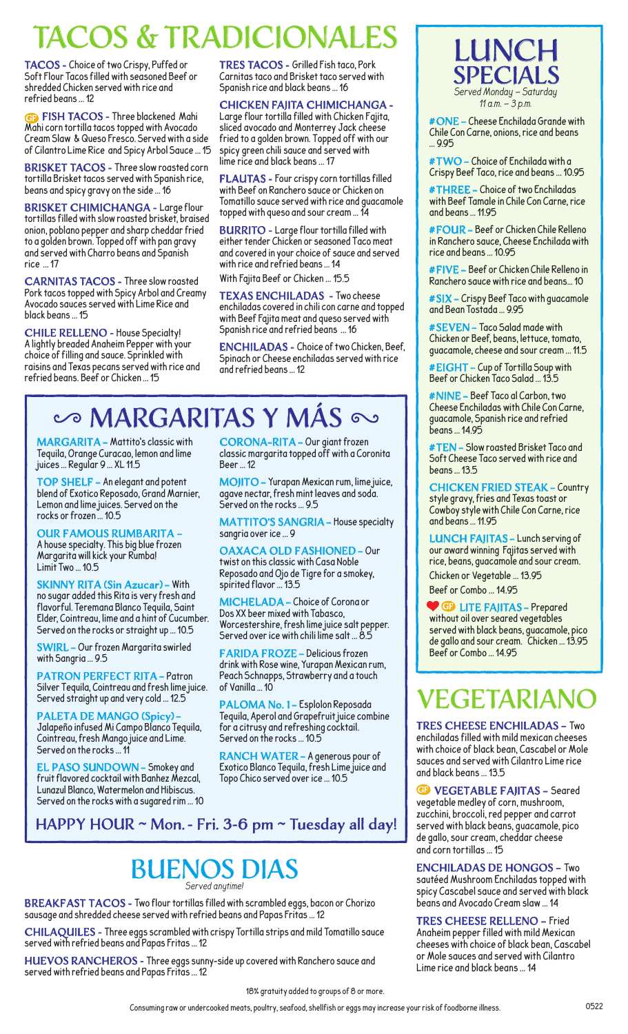# TACOS & TRADICIONALES

**TACOS -** Choice of two Crispy, Puffed or Soft Flour Tacos filled with seasoned Beef or shredded Chicken served with rice and refried beans ... 12

GF **FISH TACOS -** Three blackened Mahi Mahi corn tortilla tacos topped with Avocado Cream Slaw & Queso Fresco. Served with a side of Cilantro Lime Rice and Spicy Arbol Sauce ... 15

**BRISKET TACOS -** Three slow roasted corn tortilla Brisket tacos served with Spanish rice, beans and spicy gravy on the side ... 16

**BRISKET CHIMICHANGA -** Large flour tortillas filled with slow roasted brisket, braised onion, poblano pepper and sharp cheddar fried to a golden brown. Topped off with pan gravy and served with Charro beans and Spanish rice ... 17

**CARNITAS TACOS -** Three slow roasted Pork tacos topped with Spicy Arbol and Creamy Avocado sauces served with Lime Rice and black beans ... 15

**CHILE RELLENO -** House Specialty! A lightly breaded Anaheim Pepper with your choice of filling and sauce. Sprinkled with raisins and Texas pecans served with rice and refried beans. Beef or Chicken ... 15

**TRES TACOS -** Grilled Fish taco, Pork Carnitas taco and Brisket taco served with Spanish rice and black beans ... 16

**CHICKEN FAJITA CHIMICHANGA -** Large flour tortilla filled with Chicken Fajita, sliced avocado and Monterrey Jack cheese fried to a golden brown. Topped off with our spicy green chili sauce and served with lime rice and black beans ... 17

**FLAUTAS -** Four crispy corn tortillas filled with Beef on Ranchero sauce or Chicken on Tomatillo sauce served with rice and guacamole topped with queso and sour cream ... 14

**BURRITO -** Large flour tortilla filled with either tender Chicken or seasoned Taco meat and covered in your choice of sauce and served with rice and refried beans ... 14

With Fajita Beef or Chicken ... 15.5

**TEXAS ENCHILADAS -** Two cheese enchiladas covered in chili con carne and topped with Beef Fajita meat and queso served with Spanish rice and refried beans ... 16

**ENCHILADAS -** Choice of two Chicken, Beef, Spinach or Cheese enchiladas served with rice and refried beans ... 12

# LUNCH SPECIALS

*Served Monday – Saturday 11 a.m. – 3 p.m.*

**#ONE –** Cheese Enchilada Grande with Chile Con Carne, onions, rice and beans ... 9.95

**#TWO –** Choice of Enchilada with a Crispy Beef Taco, rice and beans ... 10.95

**#THREE –** Choice of two Enchiladas with Beef Tamale in Chile Con Carne, rice and beans ... 11.95

**#FOUR –** Beef or Chicken Chile Relleno in Ranchero sauce, Cheese Enchilada with rice and beans ... 10.95

**#FIVE –** Beef or Chicken Chile Relleno in Ranchero sauce with rice and beans... 10

**#SIX –** Crispy Beef Taco with guacamole and Bean Tostada ... 9.95

**#SEVEN –** Taco Salad made with Chicken or Beef, beans, lettuce, tomato, guacamole, cheese and sour cream ... 11.5

**#EIGHT –** Cup of Tortilla Soup with Beef or Chicken Taco Salad ... 13.5

**#NINE –** Beef Taco al Carbon, two Cheese Enchiladas with Chile Con Carne, guacamole, Spanish rice and refried beans ... 14.95

**#TEN –** Slow roasted Brisket Taco and Soft Cheese Taco served with rice and beans ... 13.5

**CHICKEN FRIED STEAK –** Country style gravy, fries and Texas toast or Cowboy style with Chile Con Carne, rice and beans ... 11.95

**LUNCH FAJITAS –** Lunch serving of our award winning Fajitas served with rice, beans, guacamole and sour cream.

Chicken or Vegetable ... 13.95

Beef or Combo ... 14.95

♥ GF **LITE FAJITAS –** Prepared without oil over seared vegetables served with black beans, guacamole, pico de gallo and sour cream. Chicken ... 13.95 Beef or Combo ... 14.95

# MARGARITAS Y MÁS

**MARGARITA –** Mattito's classic with Tequila, Orange Curacao, lemon and lime juices ... Regular 9 ... XL 11.5

**TOP SHELF –** An elegant and potent blend of Exotico Reposado, Grand Marnier, Lemon and lime juices. Served on the rocks or frozen ... 10.5

**OUR FAMOUS RUMBARITA –** A house specialty. This big blue frozen Margarita will kick your Rumba! Limit Two ... 10.5

**SKINNY RITA (Sin Azucar) –** With no sugar added this Rita is very fresh and flavorful. Teremana Blanco Tequila, Saint Elder, Cointreau, lime and a hint of Cucumber. Served on the rocks or straight up ... 10.5

**SWIRL –** Our frozen Margarita swirled with Sangria ... 9.5

**PATRON PERFECT RITA –** Patron Silver Tequila, Cointreau and fresh lime juice. Served straight up and very cold ... 12.5

**PALETA DE MANGO (Spicy) –** Jalapeño infused Mi Campo Blanco Tequila, Cointreau, fresh Mango juice and Lime. Served on the rocks ... 11

**EL PASO SUNDOWN –** Smokey and fruit flavored cocktail with Banhez Mezcal, Lunazul Blanco, Watermelon and Hibiscus. Served on the rocks with a sugared rim ... 10

**CORONA-RITA –** Our giant frozen classic margarita topped off with a Coronita Beer ... 12

**MOJITO –** Yurapan Mexican rum, lime juice, agave nectar, fresh mint leaves and soda. Served on the rocks ... 9.5

**MATTITO'S SANGRIA –** House specialty sangria over ice ... 9

**OAXACA OLD FASHIONED –** Our twist on this classic with Casa Noble Reposado and Ojo de Tigre for a smokey, spirited flavor ... 13.5

**MICHELADA –** Choice of Corona or Dos XX beer mixed with Tabasco, Worcestershire, fresh lime juice salt pepper. Served over ice with chili lime salt ... 8.5

**FARIDA FROZE –** Delicious frozen drink with Rose wine, Yurapan Mexican rum, Peach Schnapps, Strawberry and a touch of Vanilla ... 10

**PALOMA No. 1 –** Esplolon Reposada Tequila, Aperol and Grapefruit juice combine for a citrusy and refreshing cocktail. Served on the rocks ... 10.5

**RANCH WATER –** A generous pour of Exotico Blanco Tequila, fresh Lime juice and Topo Chico served over ice ... 10.5

**HAPPY HOUR ~ Mon. - Fri. 3-6 pm ~ Tuesday all day!**

# BUENOS DIAS

*Served anytime!*

**BREAKFAST TACOS -** Two flour tortillas filled with scrambled eggs, bacon or Chorizo sausage and shredded cheese served with refried beans and Papas Fritas ... 12

**CHILAQUILES -** Three eggs scrambled with crispy Tortilla strips and mild Tomatillo sauce served with refried beans and Papas Fritas ... 12

**HUEVOS RANCHEROS -** Three eggs sunny-side up covered with Ranchero sauce and served with refried beans and Papas Fritas ... 12

# VEGETARIANO

**TRES CHEESE ENCHILADAS –** Two enchiladas filled with mild mexican cheeses with choice of black bean, Cascabel or Mole sauces and served with Cilantro Lime rice and black beans ... 13.5

GF **VEGETABLE FAJITAS –** Seared vegetable medley of corn, mushroom, zucchini, broccoli, red pepper and carrot served with black beans, guacamole, pico de gallo, sour cream, cheddar cheese and corn tortillas ... 15

**ENCHILADAS DE HONGOS –** Two sautéed Mushroom Enchiladas topped with spicy Cascabel sauce and served with black beans and Avocado Cream slaw ... 14

**TRES CHEESE RELLENO –** Fried Anaheim pepper filled with mild Mexican cheeses with choice of black bean, Cascabel or Mole sauces and served with Cilantro Lime rice and black beans ... 14

18% gratuity added to groups of 8 or more.

Consuming raw or undercooked meats, poultry, seafood, shellfish or eggs may increase your risk of foodborne illness.

0522